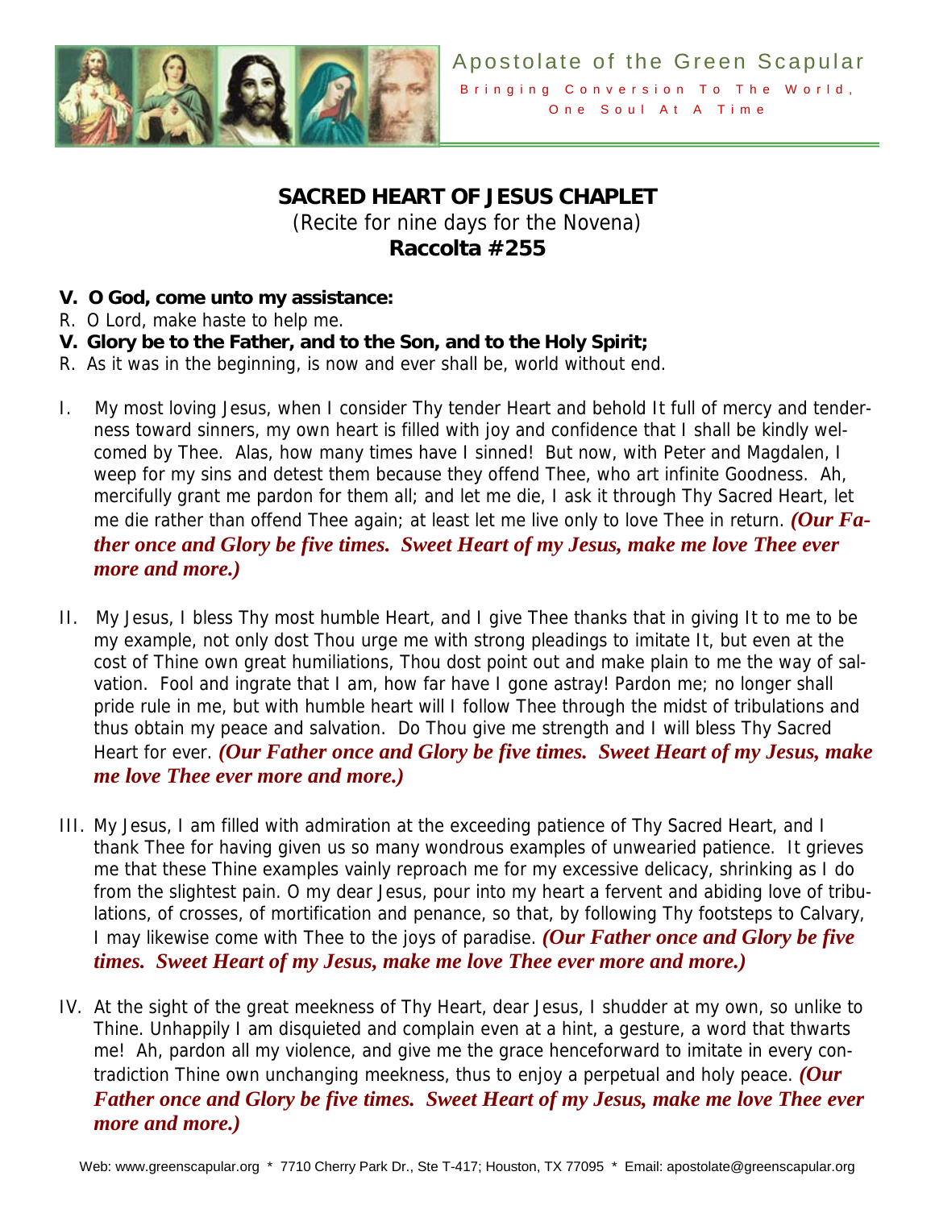Apostolate of the Green Scapular

Bringing Conversion To The World, One Soul At A Time

## SACRED HEART OF JESUS CHAPLET

(Recite for nine days for the Novena)

**Raccolta #255**

**V. O God, come unto my assistance:**
R. O Lord, make haste to help me.
**V. Glory be to the Father, and to the Son, and to the Holy Spirit;**
R. As it was in the beginning, is now and ever shall be, world without end.

I. My most loving Jesus, when I consider Thy tender Heart and behold It full of mercy and tenderness toward sinners, my own heart is filled with joy and confidence that I shall be kindly welcomed by Thee. Alas, how many times have I sinned! But now, with Peter and Magdalen, I weep for my sins and detest them because they offend Thee, who art infinite Goodness. Ah, mercifully grant me pardon for them all; and let me die, I ask it through Thy Sacred Heart, let me die rather than offend Thee again; at least let me live only to love Thee in return. ***(Our Father once and Glory be five times. Sweet Heart of my Jesus, make me love Thee ever more and more.)***

II. My Jesus, I bless Thy most humble Heart, and I give Thee thanks that in giving It to me to be my example, not only dost Thou urge me with strong pleadings to imitate It, but even at the cost of Thine own great humiliations, Thou dost point out and make plain to me the way of salvation. Fool and ingrate that I am, how far have I gone astray! Pardon me; no longer shall pride rule in me, but with humble heart will I follow Thee through the midst of tribulations and thus obtain my peace and salvation. Do Thou give me strength and I will bless Thy Sacred Heart for ever. ***(Our Father once and Glory be five times. Sweet Heart of my Jesus, make me love Thee ever more and more.)***

III. My Jesus, I am filled with admiration at the exceeding patience of Thy Sacred Heart, and I thank Thee for having given us so many wondrous examples of unwearied patience. It grieves me that these Thine examples vainly reproach me for my excessive delicacy, shrinking as I do from the slightest pain. O my dear Jesus, pour into my heart a fervent and abiding love of tribulations, of crosses, of mortification and penance, so that, by following Thy footsteps to Calvary, I may likewise come with Thee to the joys of paradise. ***(Our Father once and Glory be five times. Sweet Heart of my Jesus, make me love Thee ever more and more.)***

IV. At the sight of the great meekness of Thy Heart, dear Jesus, I shudder at my own, so unlike to Thine. Unhappily I am disquieted and complain even at a hint, a gesture, a word that thwarts me! Ah, pardon all my violence, and give me the grace henceforward to imitate in every contradiction Thine own unchanging meekness, thus to enjoy a perpetual and holy peace. ***(Our Father once and Glory be five times. Sweet Heart of my Jesus, make me love Thee ever more and more.)***

Web: www.greenscapular.org * 7710 Cherry Park Dr., Ste T-417; Houston, TX 77095 * Email: apostolate@greenscapular.org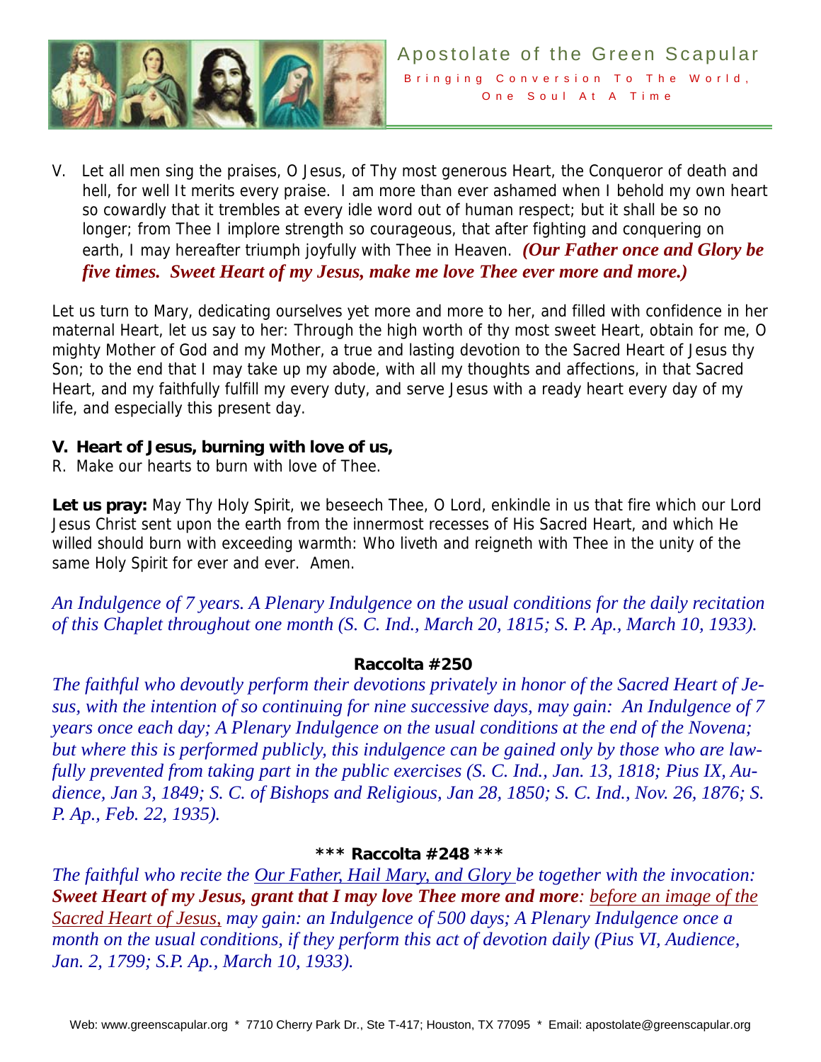V. Let all men sing the praises, O Jesus, of Thy most generous Heart, the Conqueror of death and hell, for well It merits every praise. I am more than ever ashamed when I behold my own heart so cowardly that it trembles at every idle word out of human respect; but it shall be so no longer; from Thee I implore strength so courageous, that after fighting and conquering on earth, I may hereafter triumph joyfully with Thee in Heaven. ***(Our Father once and Glory be five times. Sweet Heart of my Jesus, make me love Thee ever more and more.)***

Let us turn to Mary, dedicating ourselves yet more and more to her, and filled with confidence in her maternal Heart, let us say to her: Through the high worth of thy most sweet Heart, obtain for me, O mighty Mother of God and my Mother, a true and lasting devotion to the Sacred Heart of Jesus thy Son; to the end that I may take up my abode, with all my thoughts and affections, in that Sacred Heart, and my faithfully fulfill my every duty, and serve Jesus with a ready heart every day of my life, and especially this present day.

**V. Heart of Jesus, burning with love of us,**
R. Make our hearts to burn with love of Thee.

**Let us pray:** May Thy Holy Spirit, we beseech Thee, O Lord, enkindle in us that fire which our Lord Jesus Christ sent upon the earth from the innermost recesses of His Sacred Heart, and which He willed should burn with exceeding warmth: Who liveth and reigneth with Thee in the unity of the same Holy Spirit for ever and ever. Amen.

*An Indulgence of 7 years. A Plenary Indulgence on the usual conditions for the daily recitation of this Chaplet throughout one month (S. C. Ind., March 20, 1815; S. P. Ap., March 10, 1933).*

**Raccolta #250**

*The faithful who devoutly perform their devotions privately in honor of the Sacred Heart of Jesus, with the intention of so continuing for nine successive days, may gain: An Indulgence of 7 years once each day; A Plenary Indulgence on the usual conditions at the end of the Novena; but where this is performed publicly, this indulgence can be gained only by those who are lawfully prevented from taking part in the public exercises (S. C. Ind., Jan. 13, 1818; Pius IX, Audience, Jan 3, 1849; S. C. of Bishops and Religious, Jan 28, 1850; S. C. Ind., Nov. 26, 1876; S. P. Ap., Feb. 22, 1935).*

**\*\*\* Raccolta #248 \*\*\***

*The faithful who recite the Our Father, Hail Mary, and Glory be together with the invocation:* ***Sweet Heart of my Jesus, grant that I may love Thee more and more****: before an image of the Sacred Heart of Jesus, may gain: an Indulgence of 500 days; A Plenary Indulgence once a month on the usual conditions, if they perform this act of devotion daily (Pius VI, Audience, Jan. 2, 1799; S.P. Ap., March 10, 1933).*